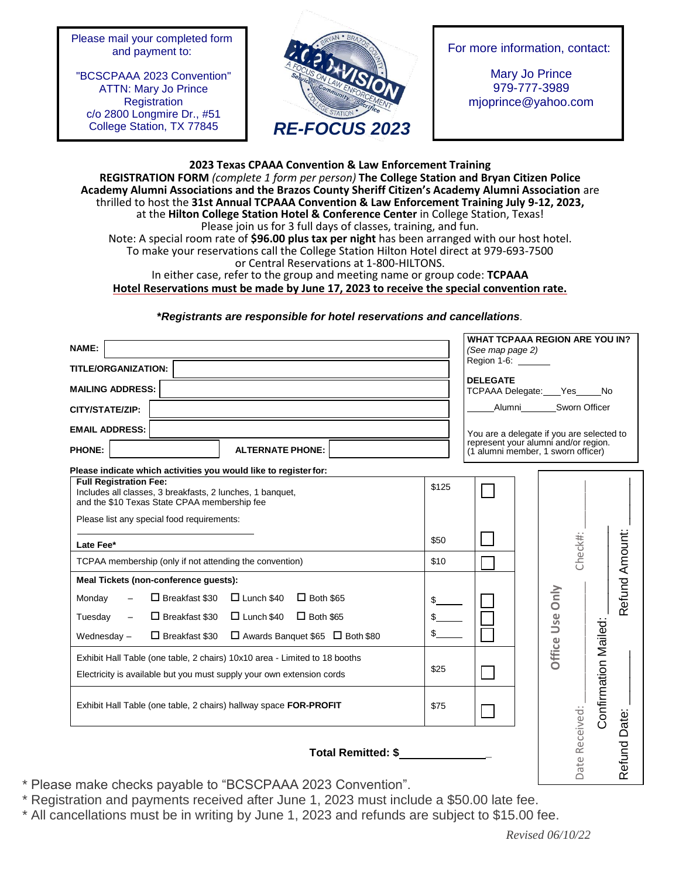Please mail your completed form and payment to:

"BCSCPAAA 2023 Convention"
ATTN: Mary Jo Prince
Registration
c/o 2800 Longmire Dr., #51
College Station, TX 77845

2020 VISION — A FOCUS ON LAW ENFORCEMENT — BRYAN • BRAZOS COUNTY • COLLEGE STATION — Service • Community • Sacrifice

**RE-FOCUS 2023**

For more information, contact:

Mary Jo Prince
979-777-3989
mjoprince@yahoo.com

**2023 Texas CPAAA Convention & Law Enforcement Training**

**REGISTRATION FORM** *(complete 1 form per person)* **The College Station and Bryan Citizen Police Academy Alumni Associations and the Brazos County Sheriff Citizen's Academy Alumni Association** are thrilled to host the **31st Annual TCPAAA Convention & Law Enforcement Training July 9-12, 2023,** at the **Hilton College Station Hotel & Conference Center** in College Station, Texas!

Please join us for 3 full days of classes, training, and fun.

Note: A special room rate of **$96.00 plus tax per night** has been arranged with our host hotel. To make your reservations call the College Station Hilton Hotel direct at 979-693-7500 or Central Reservations at 1-800-HILTONS.

In either case, refer to the group and meeting name or group code: **TCPAAA**

**Hotel Reservations must be made by June 17, 2023 to receive the special convention rate.**

***Registrants are responsible for hotel reservations and cancellations*.**

**NAME:** ____________________

**TITLE/ORGANIZATION:** ____________________

**MAILING ADDRESS:** ____________________

**CITY/STATE/ZIP:** ____________________

**EMAIL ADDRESS:** ____________________

**PHONE:** __________ **ALTERNATE PHONE:** __________

**WHAT TCPAAA REGION ARE YOU IN?**
*(See map page 2)*
Region 1-6: ______

**DELEGATE**
TCPAAA Delegate:___Yes_____No
_____Alumni_______Sworn Officer

You are a delegate if you are selected to represent your alumni and/or region. (1 alumni member, 1 sworn officer)

**Please indicate which activities you would like to register for:**

| | | |
|---|---|---|
| **Full Registration Fee:** Includes all classes, 3 breakfasts, 2 lunches, 1 banquet, and the $10 Texas State CPAA membership fee<br>Please list any special food requirements: ____________ | $125 | ☐ |
| **Late Fee*** | $50 | ☐ |
| TCPAA membership (only if not attending the convention) | $10 | ☐ |
| **Meal Tickets (non-conference guests):** | | |
| Monday – ☐ Breakfast $30 ☐ Lunch $40 ☐ Both $65 | $_____ | ☐ |
| Tuesday – ☐ Breakfast $30 ☐ Lunch $40 ☐ Both $65 | $_____ | ☐ |
| Wednesday – ☐ Breakfast $30 ☐ Awards Banquet $65 ☐ Both $80 | $_____ | ☐ |
| Exhibit Hall Table (one table, 2 chairs) 10x10 area - Limited to 18 booths<br>Electricity is available but you must supply your own extension cords | $25 | ☐ |
| Exhibit Hall Table (one table, 2 chairs) hallway space **FOR-PROFIT** | $75 | ☐ |

**Total Remitted: $**_____________

**Office Use Only**
Date Received: ______ Check#: ______
Confirmation Mailed: ______
Refund Date: ______ Refund Amount: ______

* Please make checks payable to "BCSCPAAA 2023 Convention".
* Registration and payments received after June 1, 2023 must include a $50.00 late fee.
* All cancellations must be in writing by June 1, 2023 and refunds are subject to $15.00 fee.

*Revised 06/10/22*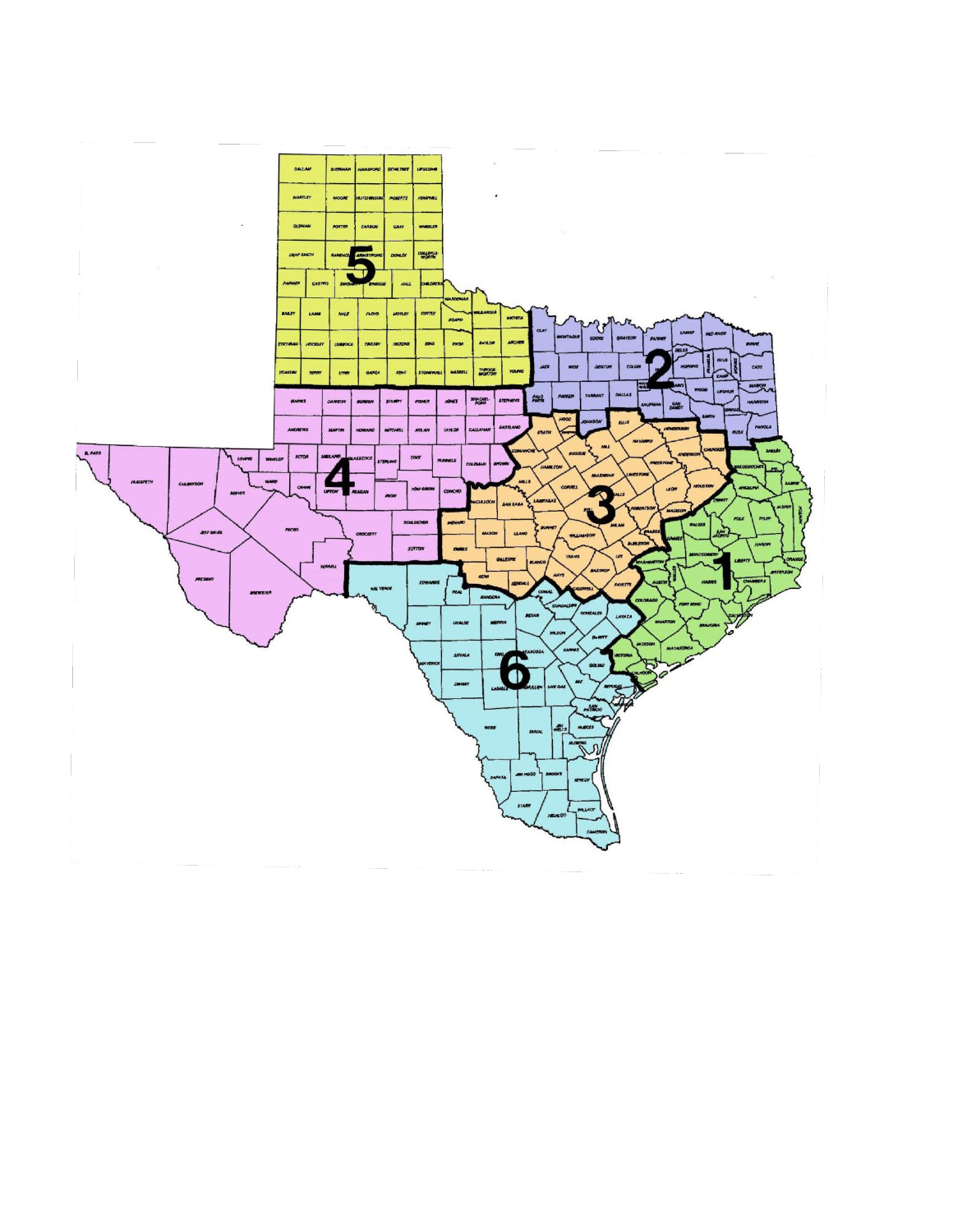5

2

4

3

1

6